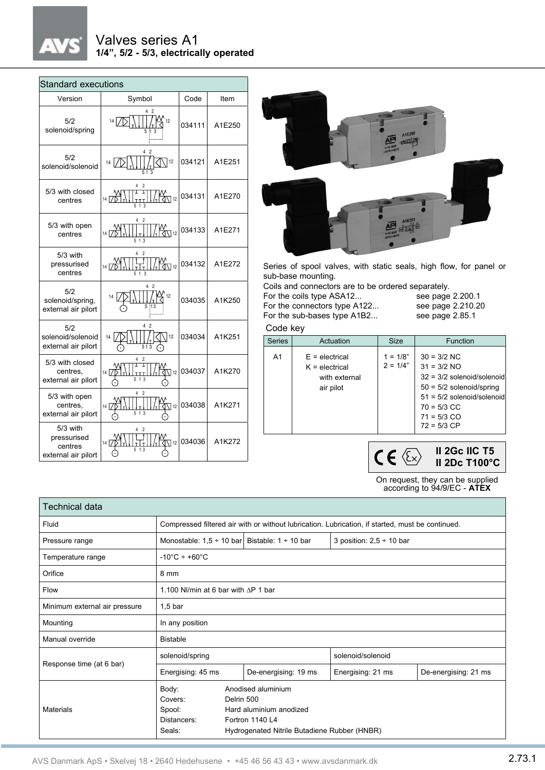# Valves series A1

**1/4", 5/2 - 5/3, electrically operated**

## Standard executions

| Version | Symbol | Code | Item |
|---|---|---|---|
| 5/2 solenoid/spring | | 034111 | A1E250 |
| 5/2 solenoid/solenoid | | 034121 | A1E251 |
| 5/3 with closed centres | | 034131 | A1E270 |
| 5/3 with open centres | | 034133 | A1E271 |
| 5/3 with pressurised centres | | 034132 | A1E272 |
| 5/2 solenoid/spring, external air pilort | | 034035 | A1K250 |
| 5/2 solenoid/solenoid external air pilort | | 034034 | A1K251 |
| 5/3 with closed centres, external air pilort | | 034037 | A1K270 |
| 5/3 with open centres, external air pilort | | 034038 | A1K271 |
| 5/3 with pressurised centres external air pilort | | 034036 | A1K272 |

Series of spool valves, with static seals, high flow, for panel or sub-base mounting.

Coils and connectors are to be ordered separately.

For the coils type ASA12... see page 2.200.1

For the connectors type A122... see page 2.210.20

For the sub-bases type A1B2... see page 2.85.1

### Code key

| Series | Actuation | Size | Function |
|---|---|---|---|
| A1 | E = electrical<br>K = electrical with external air pilot | 1 = 1/8"<br>2 = 1/4" | 30 = 3/2 NC<br>31 = 3/2 NO<br>32 = 3/2 solenoid/solenoid<br>50 = 5/2 solenoid/spring<br>51 = 5/2 solenoid/solenoid<br>70 = 5/3 CC<br>71 = 5/3 CO<br>72 = 5/3 CP |

**II 2Gc IIC T5**
**II 2Dc T100°C**

On request, they can be supplied according to 94/9/EC - **ATEX**

## Technical data

| | | | | |
|---|---|---|---|---|
| Fluid | Compressed filtered air with or without lubrication. Lubrication, if started, must be continued. | | | |
| Pressure range | Monostable: 1,5 ÷ 10 bar | Bistable: 1 ÷ 10 bar | 3 position: 2,5 ÷ 10 bar | |
| Temperature range | -10°C ÷ +60°C | | | |
| Orifice | 8 mm | | | |
| Flow | 1.100 Nl/min at 6 bar with ∆P 1 bar | | | |
| Minimum external air pressure | 1,5 bar | | | |
| Mounting | In any position | | | |
| Manual override | Bistable | | | |
| Response time (at 6 bar) | solenoid/spring | | solenoid/solenoid | |
| | Energising: 45 ms | De-energising: 19 ms | Energising: 21 ms | De-energising: 21 ms |
| Materials | Body: Anodised aluminium<br>Covers: Delrin 500<br>Spool: Hard aluminium anodized<br>Distancers: Fortron 1140 L4<br>Seals: Hydrogenated Nitrile Butadiene Rubber (HNBR) | | | |

AVS Danmark ApS • Skelvej 18 • 2640 Hedehusene • +45 46 56 43 43 • www.avsdanmark.dk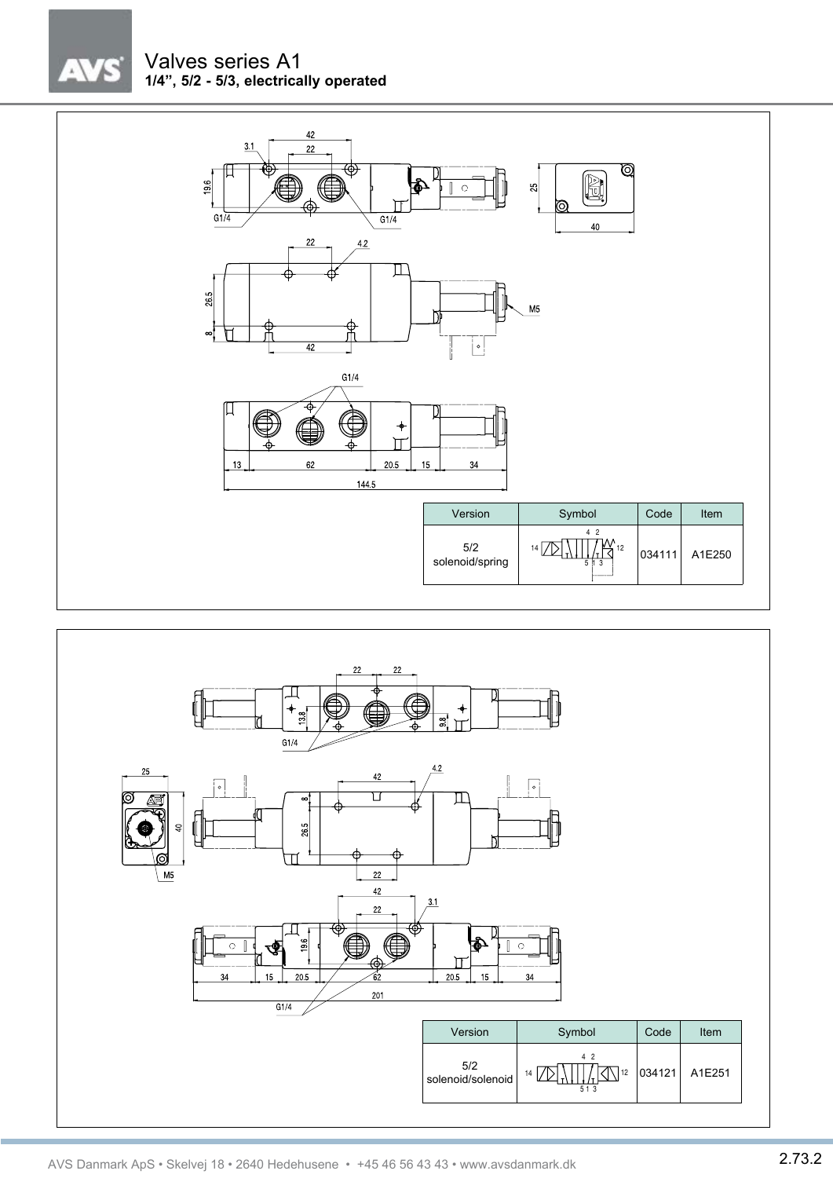# Valves series A1

**1/4", 5/2 - 5/3, electrically operated**

| Version | Symbol | Code | Item |
|---|---|---|---|
| 5/2 solenoid/spring | | 034111 | A1E250 |

| Version | Symbol | Code | Item |
|---|---|---|---|
| 5/2 solenoid/solenoid | | 034121 | A1E251 |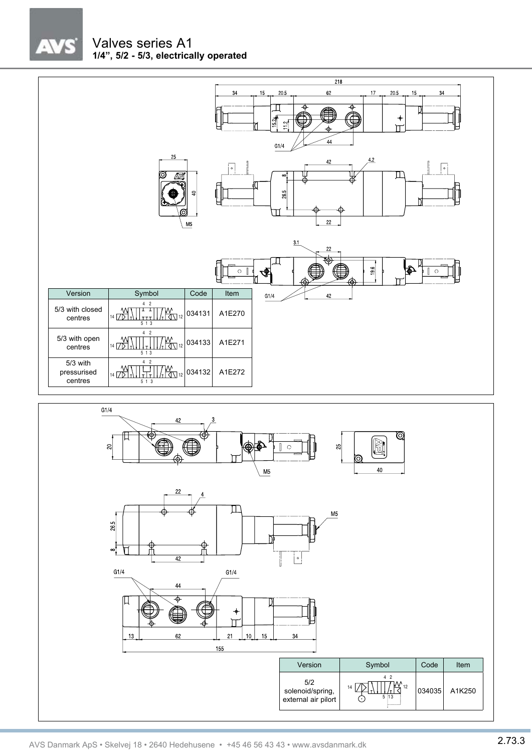# Valves series A1

**1/4", 5/2 - 5/3, electrically operated**

| Version | Symbol | Code | Item |
| --- | --- | --- | --- |
| 5/3 with closed centres | | 034131 | A1E270 |
| 5/3 with open centres | | 034133 | A1E271 |
| 5/3 with pressurised centres | | 034132 | A1E272 |

| Version | Symbol | Code | Item |
| --- | --- | --- | --- |
| 5/2 solenoid/spring, external air pilort | | 034035 | A1K250 |

AVS Danmark ApS • Skelvej 18 • 2640 Hedehusene • +45 46 56 43 43 • www.avsdanmark.dk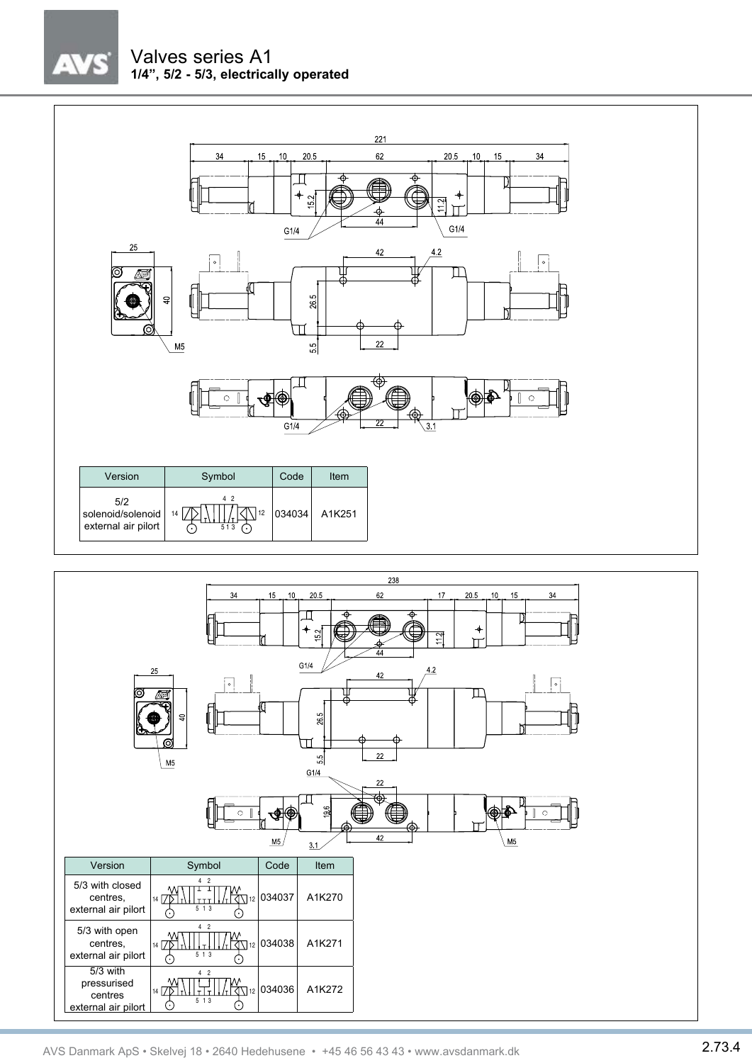# Valves series A1

**1/4", 5/2 - 5/3, electrically operated**

221

34 15 10 20.5 62 20.5 10 15 34

15.2 11.2 44

G1/4 G1/4

25 42 4.2

40 26.5

5.5 22

M5

G1/4 22 3.1

| Version | Symbol | Code | Item |
| --- | --- | --- | --- |
| 5/2 solenoid/solenoid external air pilort | 14 4 2 5 1 3 12 | 034034 | A1K251 |

238

34 15 10 20.5 62 17 20.5 10 15 34

15.2 11.2 44

G1/4 42 4.2

25

40 26.5

5.5 22

M5

G1/4 22

19.6

M5 3.1 42 M5

| Version | Symbol | Code | Item |
| --- | --- | --- | --- |
| 5/3 with closed centres, external air pilort | 14 4 2 5 1 3 12 | 034037 | A1K270 |
| 5/3 with open centres, external air pilort | 14 4 2 5 1 3 12 | 034038 | A1K271 |
| 5/3 with pressurised centres external air pilort | 14 4 2 5 1 3 12 | 034036 | A1K272 |

AVS Danmark ApS • Skelvej 18 • 2640 Hedehusene • +45 46 56 43 43 • www.avsdanmark.dk